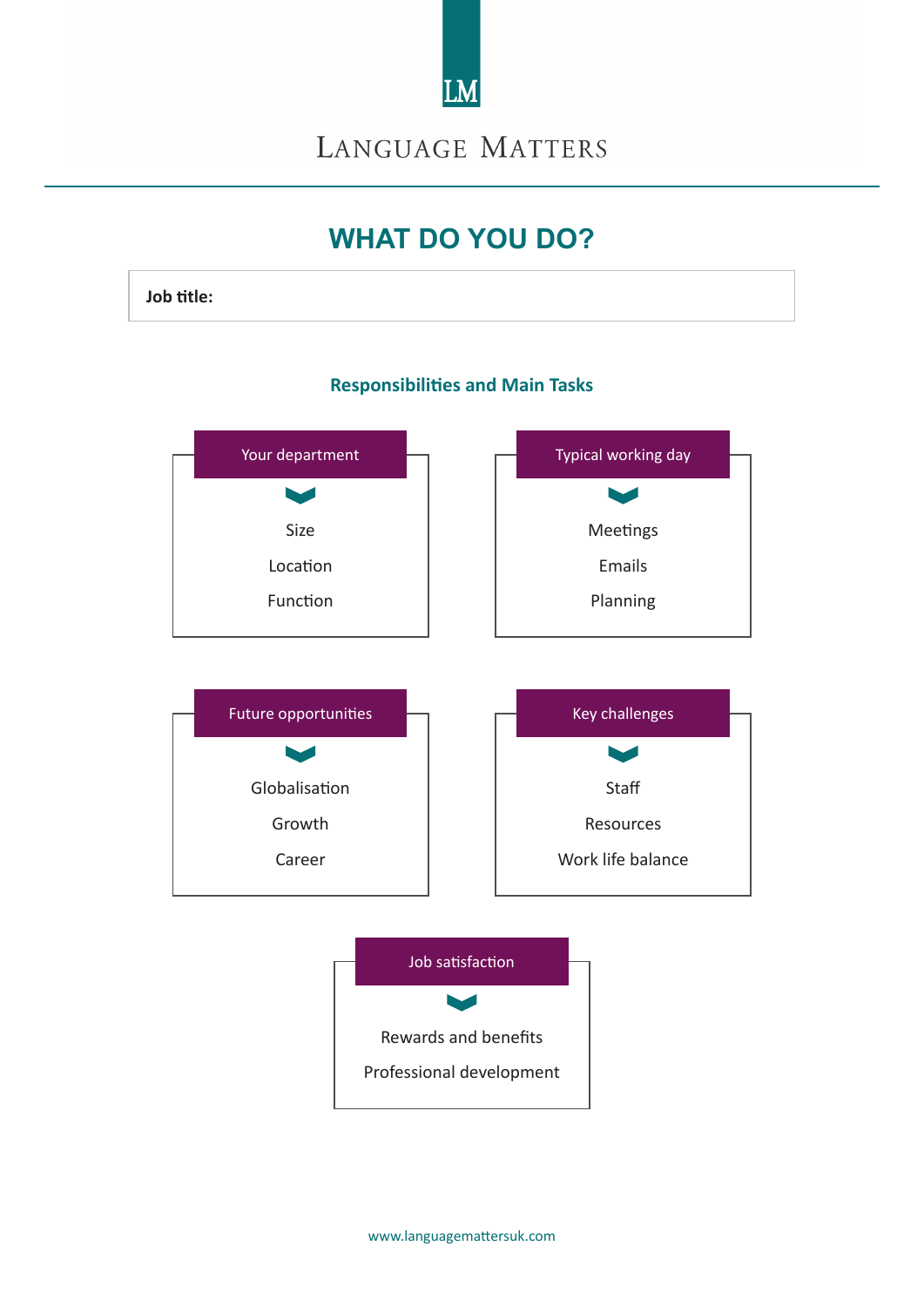# LANGUAGE MATTERS

## WHAT DO YOU DO?

**Job title:**

### Responsibilities and Main Tasks

**Your department**

- Size
- Location
- Function

**Typical working day**

- Meetings
- Emails
- Planning

**Future opportunities**

- Globalisation
- Growth
- Career

**Key challenges**

- Staff
- Resources
- Work life balance

**Job satisfaction**

- Rewards and benefits
- Professional development

www.languagemattersuk.com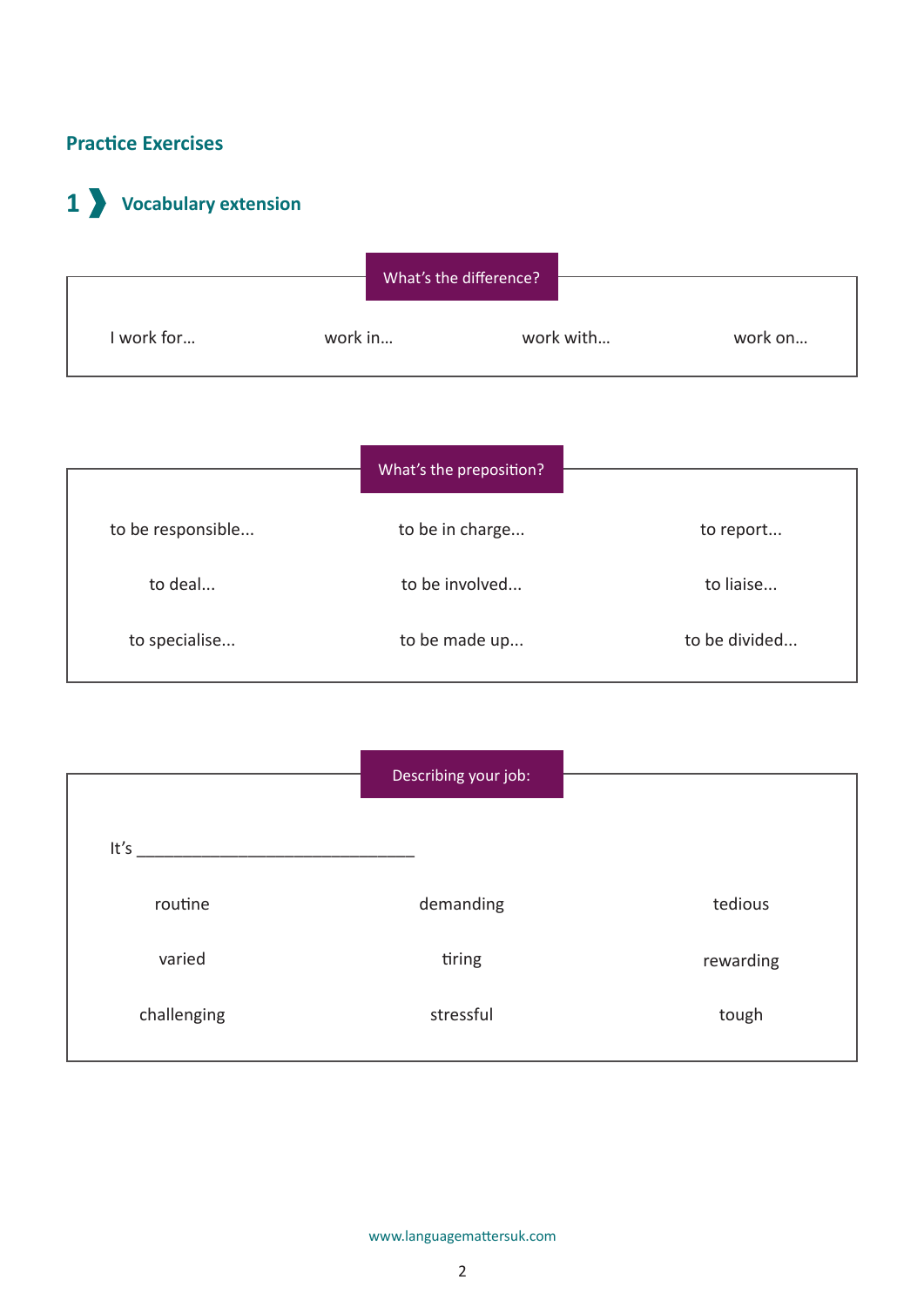## Practice Exercises

### 1 Vocabulary extension

**What's the difference?**

I work for… | work in… | work with… | work on…

**What's the preposition?**

| | | |
|---|---|---|
| to be responsible... | to be in charge... | to report... |
| to deal... | to be involved... | to liaise... |
| to specialise... | to be made up... | to be divided... |

**Describing your job:**

It's ______________________________

| | | |
|---|---|---|
| routine | demanding | tedious |
| varied | tiring | rewarding |
| challenging | stressful | tough |

www.languagemattersuk.com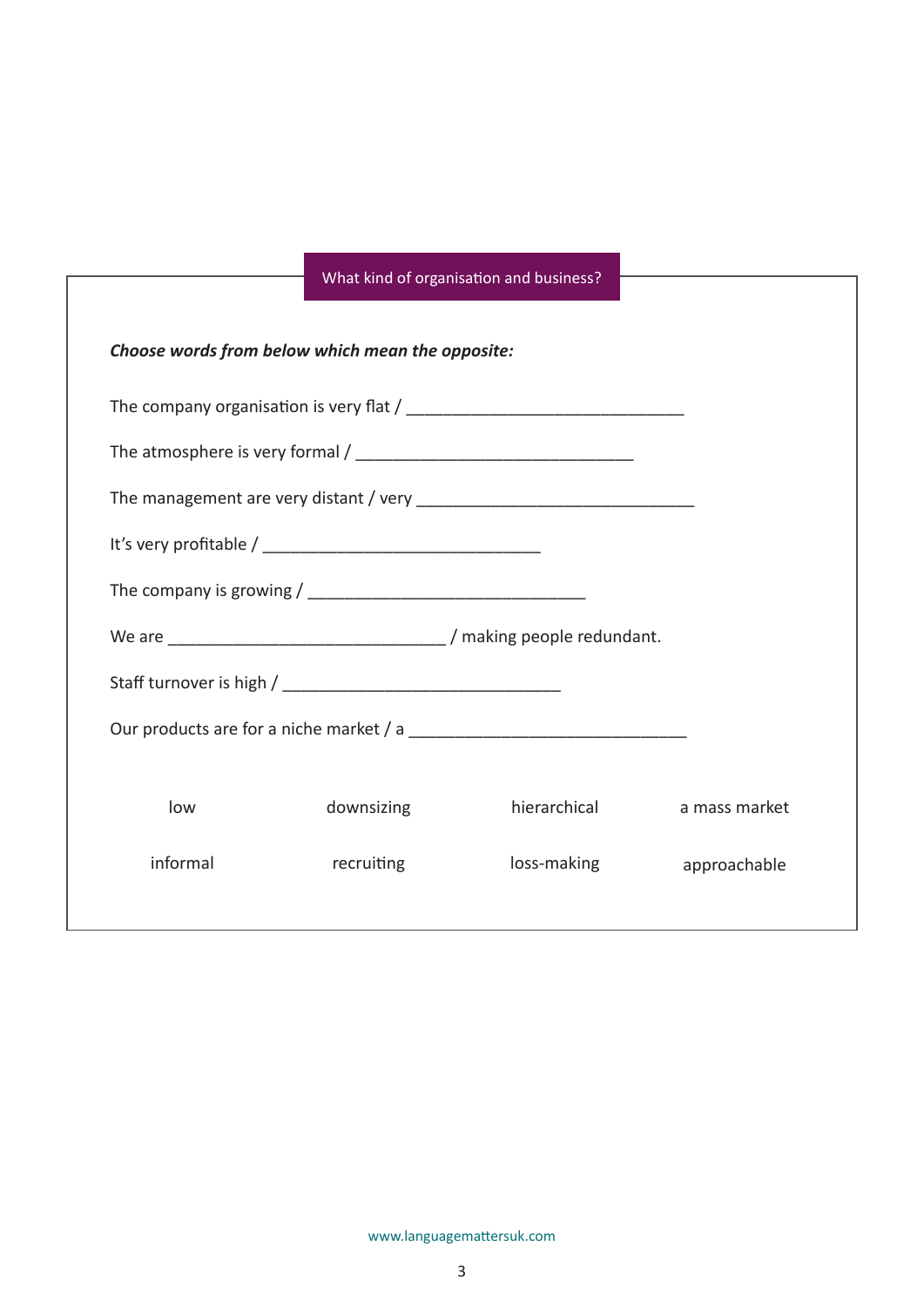## What kind of organisation and business?

***Choose words from below which mean the opposite:***

The company organisation is very flat / ______________________________

The atmosphere is very formal / ______________________________

The management are very distant / very ______________________________

It's very profitable / ______________________________

The company is growing / ______________________________

We are ______________________________ / making people redundant.

Staff turnover is high / ______________________________

Our products are for a niche market / a ______________________________

| | | | |
|---|---|---|---|
| low | downsizing | hierarchical | a mass market |
| informal | recruiting | loss-making | approachable |

www.languagemattersuk.com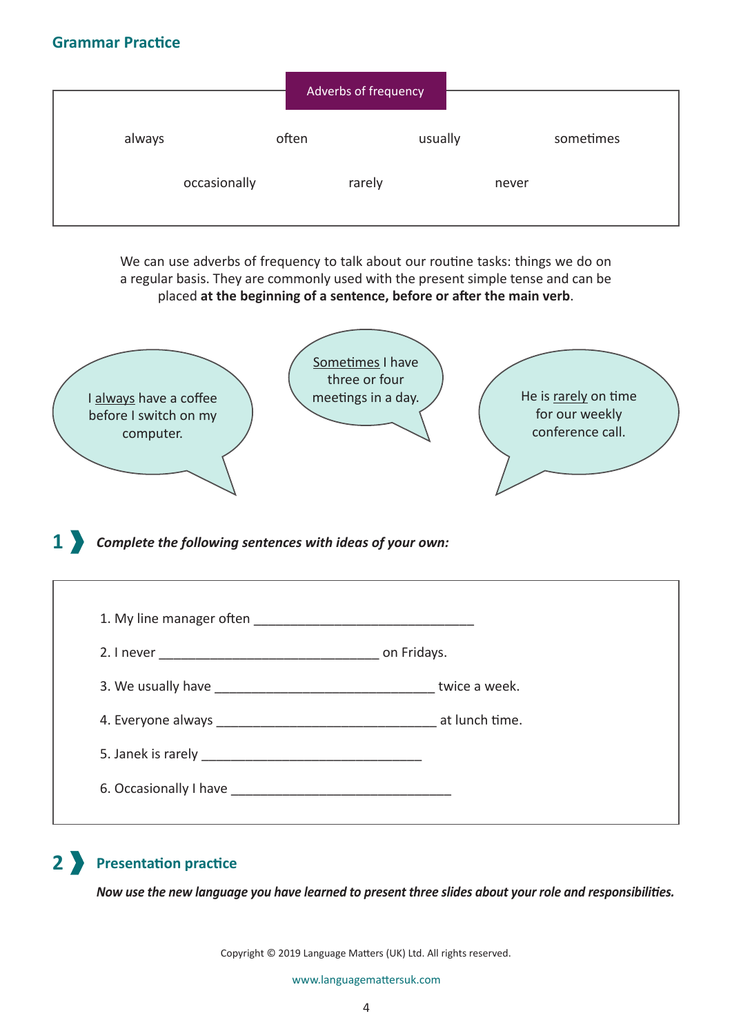## Grammar Practice

**Adverbs of frequency**

always    often    usually    sometimes

occasionally    rarely    never

We can use adverbs of frequency to talk about our routine tasks: things we do on a regular basis. They are commonly used with the present simple tense and can be placed **at the beginning of a sentence, before or after the main verb**.

I always have a coffee before I switch on my computer.

Sometimes I have three or four meetings in a day.

He is rarely on time for our weekly conference call.

### 1 *Complete the following sentences with ideas of your own:*

1. My line manager often ______________________________
2. I never ______________________________ on Fridays.
3. We usually have ______________________________ twice a week.
4. Everyone always ______________________________ at lunch time.
5. Janek is rarely ______________________________
6. Occasionally I have ______________________________

### 2 Presentation practice

***Now use the new language you have learned to present three slides about your role and responsibilities.***

Copyright © 2019 Language Matters (UK) Ltd. All rights reserved.

www.languagemattersuk.com